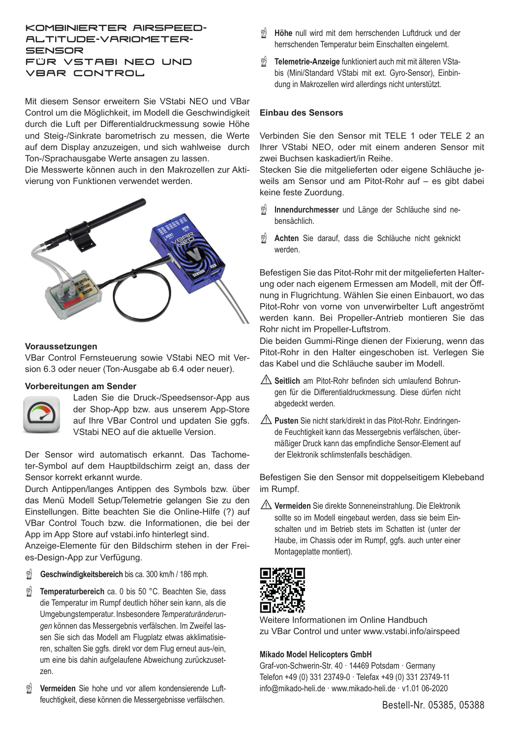# KOMBINIERTER AIRSPEED-ALTITUDE-VARIOMETER-SENSOR FÜR VSTABI NEO UND VBAR CONTROL

Mit diesem Sensor erweitern Sie VStabi NEO und VBar Control um die Möglichkeit, im Modell die Geschwindigkeit durch die Luft per Differentialdruckmessung sowie Höhe und Steig-/Sinkrate barometrisch zu messen, die Werte auf dem Display anzuzeigen, und sich wahlweise durch Ton-/Sprachausgabe Werte ansagen zu lassen.

Die Messwerte können auch in den Makrozellen zur Aktivierung von Funktionen verwendet werden.

### Voraussetzungen

VBar Control Fernsteuerung sowie VStabi NEO mit Version 6.3 oder neuer (Ton-Ausgabe ab 6.4 oder neuer).

### Vorbereitungen am Sender

Laden Sie die Druck-/Speedsensor-App aus der Shop-App bzw. aus unserem App-Store auf Ihre VBar Control und updaten Sie ggfs. VStabi NEO auf die aktuelle Version.

Der Sensor wird automatisch erkannt. Das Tachometer-Symbol auf dem Hauptbildschirm zeigt an, dass der Sensor korrekt erkannt wurde.

Durch Antippen/langes Antippen des Symbols bzw. über das Menü Modell Setup/Telemetrie gelangen Sie zu den Einstellungen. Bitte beachten Sie die Online-Hilfe (?) auf VBar Control Touch bzw. die Informationen, die bei der App im App Store auf vstabi.info hinterlegt sind.

Anzeige-Elemente für den Bildschirm stehen in der Freies-Design-App zur Verfügung.

- **Geschwindigkeitsbereich** bis ca. 300 km/h / 186 mph.
- **Temperaturbereich** ca. 0 bis 50 °C. Beachten Sie, dass die Temperatur im Rumpf deutlich höher sein kann, als die Umgebungstemperatur. Insbesondere *Temperaturänderungen* können das Messergebnis verfälschen. Im Zweifel lassen Sie sich das Modell am Flugplatz etwas akklimatisieren, schalten Sie ggfs. direkt vor dem Flug erneut aus-/ein, um eine bis dahin aufgelaufene Abweichung zurückzusetzen.
- **Vermeiden** Sie hohe und vor allem kondensierende Luftfeuchtigkeit, diese können die Messergebnisse verfälschen.
- **Höhe** null wird mit dem herrschenden Luftdruck und der herrschenden Temperatur beim Einschalten eingelernt.
- **Telemetrie-Anzeige** funktioniert auch mit mit älteren VStabis (Mini/Standard VStabi mit ext. Gyro-Sensor), Einbindung in Makrozellen wird allerdings nicht unterstützt.

### Einbau des Sensors

Verbinden Sie den Sensor mit TELE 1 oder TELE 2 an Ihrer VStabi NEO, oder mit einem anderen Sensor mit zwei Buchsen kaskadiert/in Reihe.

Stecken Sie die mitgelieferten oder eigene Schläuche jeweils am Sensor und am Pitot-Rohr auf – es gibt dabei keine feste Zuordnung.

- **Innendurchmesser** und Länge der Schläuche sind nebensächlich.
- **Achten** Sie darauf, dass die Schläuche nicht geknickt werden.

Befestigen Sie das Pitot-Rohr mit der mitgelieferten Halterung oder nach eigenem Ermessen am Modell, mit der Öffnung in Flugrichtung. Wählen Sie einen Einbauort, wo das Pitot-Rohr von vorne von unverwirbelter Luft angeströmt werden kann. Bei Propeller-Antrieb montieren Sie das Rohr nicht im Propeller-Luftstrom.

Die beiden Gummi-Ringe dienen der Fixierung, wenn das Pitot-Rohr in den Halter eingeschoben ist. Verlegen Sie das Kabel und die Schläuche sauber im Modell.

⚠ **Seitlich** am Pitot-Rohr befinden sich umlaufend Bohrungen für die Differentialdruckmessung. Diese dürfen nicht abgedeckt werden.

⚠ **Pusten** Sie nicht stark/direkt in das Pitot-Rohr. Eindringende Feuchtigkeit kann das Messergebnis verfälschen, übermäßiger Druck kann das empfindliche Sensor-Element auf der Elektronik schlimstenfalls beschädigen.

Befestigen Sie den Sensor mit doppelseitigem Klebeband im Rumpf.

⚠ **Vermeiden** Sie direkte Sonneneinstrahlung. Die Elektronik sollte so im Modell eingebaut werden, dass sie beim Einschalten und im Betrieb stets im Schatten ist (unter der Haube, im Chassis oder im Rumpf, ggfs. auch unter einer Montageplatte montiert).

Weitere Informationen im Online Handbuch zu VBar Control und unter www.vstabi.info/airspeed

**Mikado Model Helicopters GmbH**
Graf-von-Schwerin-Str. 40 · 14469 Potsdam · Germany
Telefon +49 (0) 331 23749-0 · Telefax +49 (0) 331 23749-11
info@mikado-heli.de · www.mikado-heli.de · v1.01 06-2020

Bestell-Nr. 05385, 05388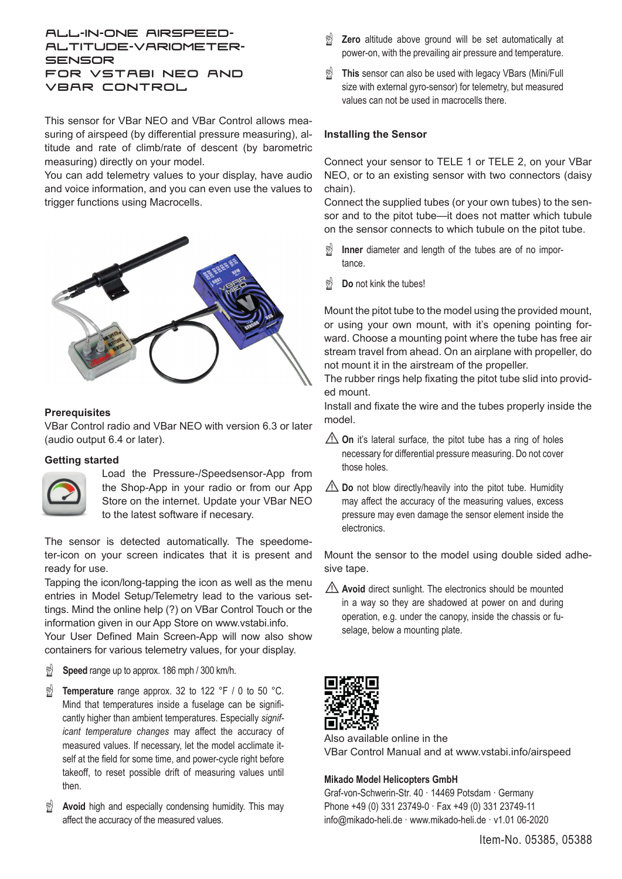# ALL-IN-ONE AIRSPEED-ALTITUDE-VARIOMETER-SENSOR FOR VSTABI NEO AND VBAR CONTROL

This sensor for VBar NEO and VBar Control allows measuring of airspeed (by differential pressure measuring), altitude and rate of climb/rate of descent (by barometric measuring) directly on your model.

You can add telemetry values to your display, have audio and voice information, and you can even use the values to trigger functions using Macrocells.

### Prerequisites

VBar Control radio and VBar NEO with version 6.3 or later (audio output 6.4 or later).

### Getting started

Load the Pressure-/Speedsensor-App from the Shop-App in your radio or from our App Store on the internet. Update your VBar NEO to the latest software if necesary.

The sensor is detected automatically. The speedometer-icon on your screen indicates that it is present and ready for use.

Tapping the icon/long-tapping the icon as well as the menu entries in Model Setup/Telemetry lead to the various settings. Mind the online help (?) on VBar Control Touch or the information given in our App Store on www.vstabi.info.

Your User Defined Main Screen-App will now also show containers for various telemetry values, for your display.

- **Speed** range up to approx. 186 mph / 300 km/h.
- **Temperature** range approx. 32 to 122 °F / 0 to 50 °C. Mind that temperatures inside a fuselage can be significantly higher than ambient temperatures. Especially *significant temperature changes* may affect the accuracy of measured values. If necessary, let the model acclimate itself at the field for some time, and power-cycle right before takeoff, to reset possible drift of measuring values until then.
- **Avoid** high and especially condensing humidity. This may affect the accuracy of the measured values.
- **Zero** altitude above ground will be set automatically at power-on, with the prevailing air pressure and temperature.
- **This** sensor can also be used with legacy VBars (Mini/Full size with external gyro-sensor) for telemetry, but measured values can not be used in macrocells there.

### Installing the Sensor

Connect your sensor to TELE 1 or TELE 2, on your VBar NEO, or to an existing sensor with two connectors (daisy chain).

Connect the supplied tubes (or your own tubes) to the sensor and to the pitot tube—it does not matter which tubule on the sensor connects to which tubule on the pitot tube.

- **Inner** diameter and length of the tubes are of no importance.
- **Do** not kink the tubes!

Mount the pitot tube to the model using the provided mount, or using your own mount, with it's opening pointing forward. Choose a mounting point where the tube has free air stream travel from ahead. On an airplane with propeller, do not mount it in the airstream of the propeller.

The rubber rings help fixating the pitot tube slid into provided mount.

Install and fixate the wire and the tubes properly inside the model.

⚠ **On** it's lateral surface, the pitot tube has a ring of holes necessary for differential pressure measuring. Do not cover those holes.

⚠ **Do** not blow directly/heavily into the pitot tube. Humidity may affect the accuracy of the measuring values, excess pressure may even damage the sensor element inside the electronics.

Mount the sensor to the model using double sided adhesive tape.

⚠ **Avoid** direct sunlight. The electronics should be mounted in a way so they are shadowed at power on and during operation, e.g. under the canopy, inside the chassis or fuselage, below a mounting plate.

Also available online in the VBar Control Manual and at www.vstabi.info/airspeed

**Mikado Model Helicopters GmbH**
Graf-von-Schwerin-Str. 40 · 14469 Potsdam · Germany
Phone +49 (0) 331 23749-0 · Fax +49 (0) 331 23749-11
info@mikado-heli.de · www.mikado-heli.de · v1.01 06-2020

Item-No. 05385, 05388